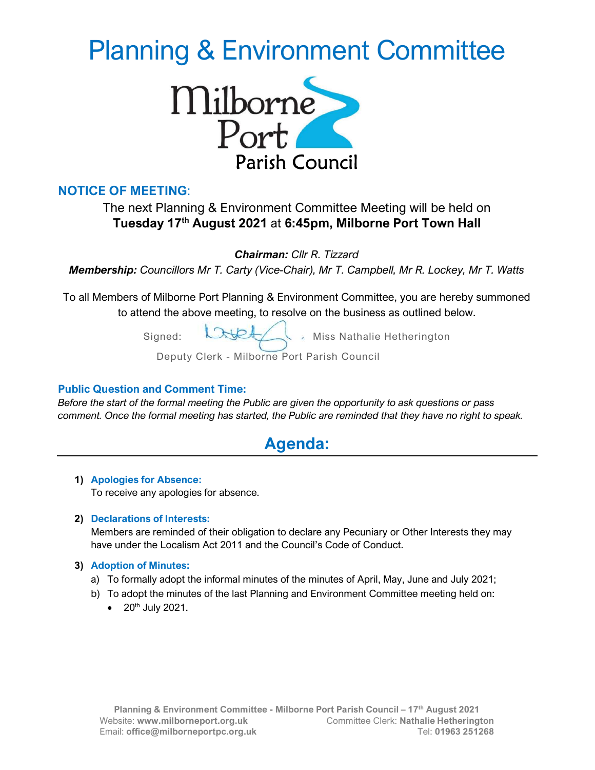# Planning & Environment Committee

Milborne Port Parish Council

## NOTICE OF MEETING:

The next Planning & Environment Committee Meeting will be held on **Tuesday 17th August 2021** at **6:45pm, Milborne Port Town Hall**

***Chairman:*** *Cllr R. Tizzard*

***Membership:*** *Councillors Mr T. Carty (Vice-Chair), Mr T. Campbell, Mr R. Lockey, Mr T. Watts*

To all Members of Milborne Port Planning & Environment Committee, you are hereby summoned to attend the above meeting, to resolve on the business as outlined below.

Signed: Miss Nathalie Hetherington

Deputy Clerk - Milborne Port Parish Council

### Public Question and Comment Time:

*Before the start of the formal meeting the Public are given the opportunity to ask questions or pass comment. Once the formal meeting has started, the Public are reminded that they have no right to speak.*

## Agenda:

1) **Apologies for Absence:**
   To receive any apologies for absence.

2) **Declarations of Interests:**
   Members are reminded of their obligation to declare any Pecuniary or Other Interests they may have under the Localism Act 2011 and the Council's Code of Conduct.

3) **Adoption of Minutes:**
   a) To formally adopt the informal minutes of the minutes of April, May, June and July 2021;
   b) To adopt the minutes of the last Planning and Environment Committee meeting held on:
      - 20th July 2021.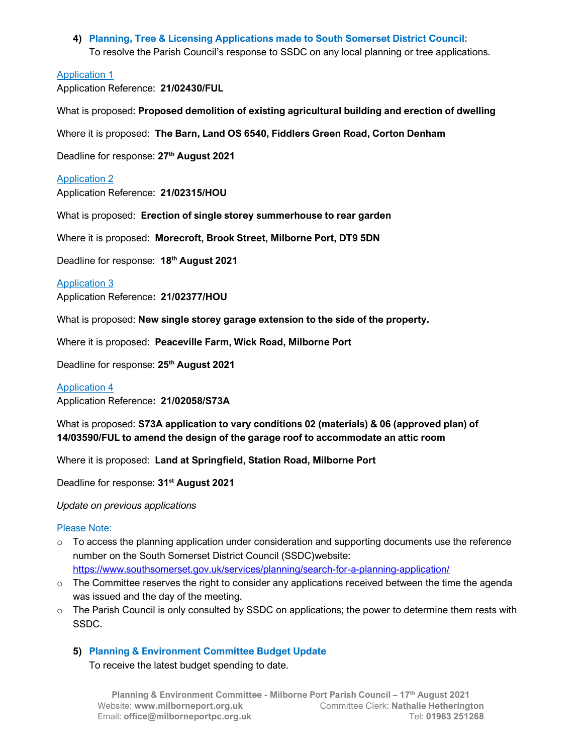## 4) Planning, Tree & Licensing Applications made to South Somerset District Council:

To resolve the Parish Council's response to SSDC on any local planning or tree applications.

Application 1

Application Reference: **21/02430/FUL**

What is proposed: **Proposed demolition of existing agricultural building and erection of dwelling**

Where it is proposed: **The Barn, Land OS 6540, Fiddlers Green Road, Corton Denham**

Deadline for response: **27th August 2021**

Application 2

Application Reference: **21/02315/HOU**

What is proposed: **Erection of single storey summerhouse to rear garden**

Where it is proposed: **Morecroft, Brook Street, Milborne Port, DT9 5DN**

Deadline for response: **18th August 2021**

Application 3

Application Reference**: 21/02377/HOU**

What is proposed: **New single storey garage extension to the side of the property.**

Where it is proposed: **Peaceville Farm, Wick Road, Milborne Port**

Deadline for response: **25th August 2021**

Application 4

Application Reference**: 21/02058/S73A**

What is proposed: **S73A application to vary conditions 02 (materials) & 06 (approved plan) of 14/03590/FUL to amend the design of the garage roof to accommodate an attic room**

Where it is proposed: **Land at Springfield, Station Road, Milborne Port**

Deadline for response: **31st August 2021**

*Update on previous applications*

Please Note:

- To access the planning application under consideration and supporting documents use the reference number on the South Somerset District Council (SSDC)website: https://www.southsomerset.gov.uk/services/planning/search-for-a-planning-application/
- The Committee reserves the right to consider any applications received between the time the agenda was issued and the day of the meeting.
- The Parish Council is only consulted by SSDC on applications; the power to determine them rests with SSDC.

## 5) Planning & Environment Committee Budget Update

To receive the latest budget spending to date.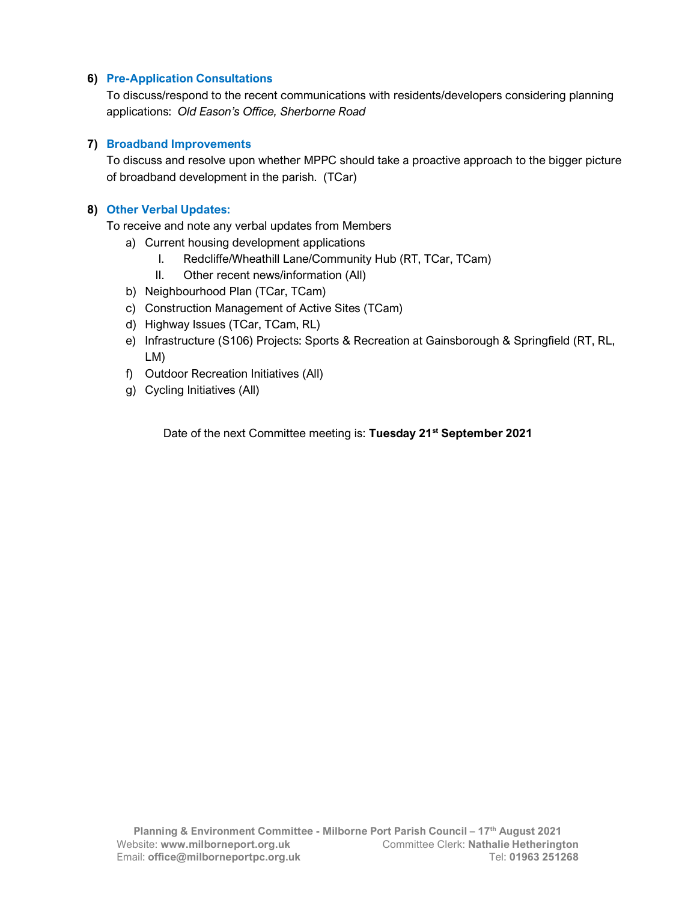**6) Pre-Application Consultations**

To discuss/respond to the recent communications with residents/developers considering planning applications: *Old Eason's Office, Sherborne Road*

**7) Broadband Improvements**

To discuss and resolve upon whether MPPC should take a proactive approach to the bigger picture of broadband development in the parish. (TCar)

**8) Other Verbal Updates:**

To receive and note any verbal updates from Members

a) Current housing development applications
   - I. Redcliffe/Wheathill Lane/Community Hub (RT, TCar, TCam)
   - II. Other recent news/information (All)

b) Neighbourhood Plan (TCar, TCam)

c) Construction Management of Active Sites (TCam)

d) Highway Issues (TCar, TCam, RL)

e) Infrastructure (S106) Projects: Sports & Recreation at Gainsborough & Springfield (RT, RL, LM)

f) Outdoor Recreation Initiatives (All)

g) Cycling Initiatives (All)

Date of the next Committee meeting is: **Tuesday 21st September 2021**